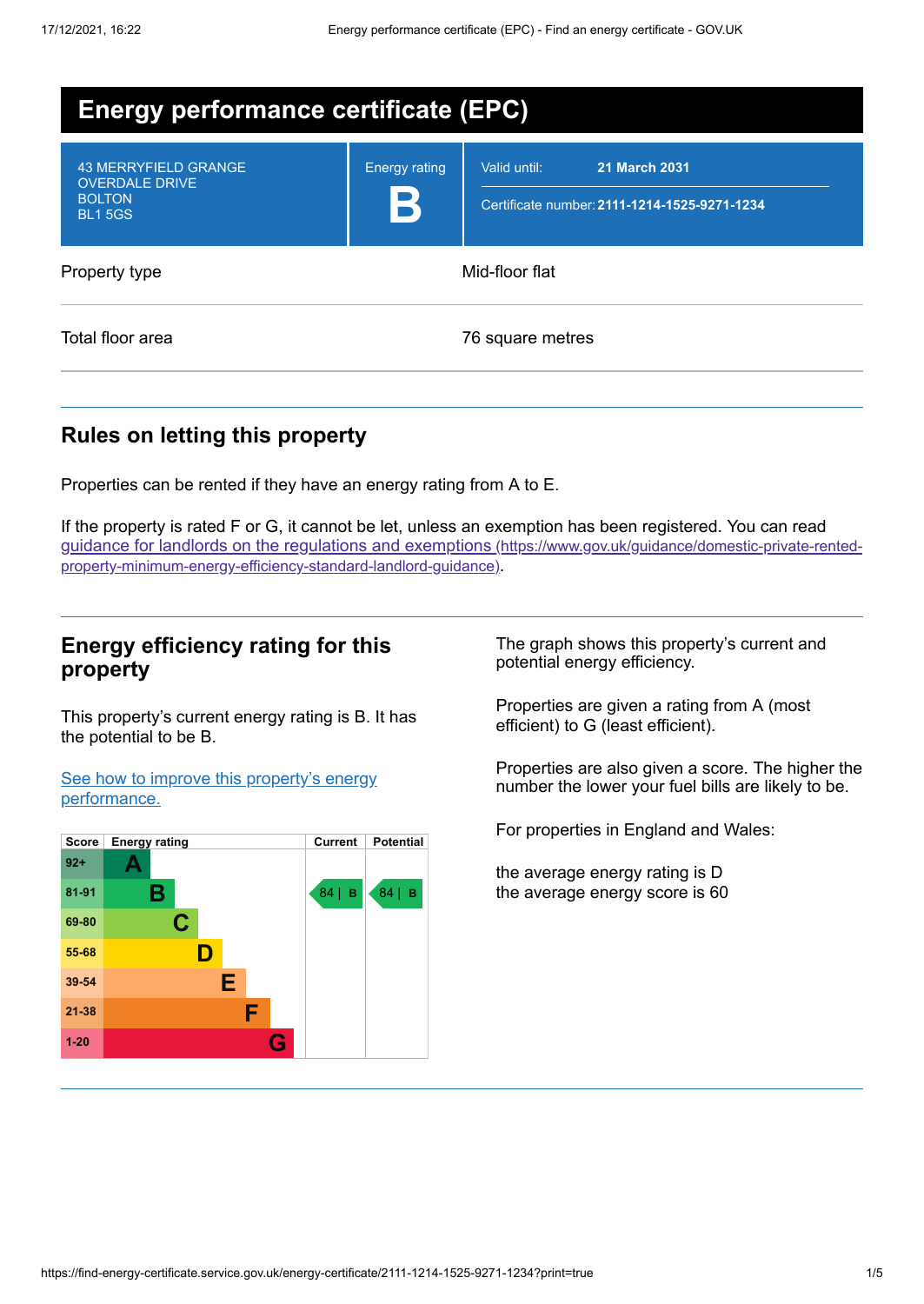# Energy performance certificate (EPC)

| 43 MERRYFIELD GRANGE<br>OVERDALE DRIVE<br>BOLTON<br>BL1 5GS | Energy rating<br>**B** | Valid until: **21 March 2031**<br>Certificate number: **2111-1214-1525-9271-1234** |
|---|---|---|

| | |
|---|---|
| Property type | Mid-floor flat |
| Total floor area | 76 square metres |

## Rules on letting this property

Properties can be rented if they have an energy rating from A to E.

If the property is rated F or G, it cannot be let, unless an exemption has been registered. You can read [guidance for landlords on the regulations and exemptions (https://www.gov.uk/guidance/domestic-private-rented-property-minimum-energy-efficiency-standard-landlord-guidance)](https://www.gov.uk/guidance/domestic-private-rented-property-minimum-energy-efficiency-standard-landlord-guidance).

## Energy efficiency rating for this property

This property's current energy rating is B. It has the potential to be B.

[See how to improve this property's energy performance.]()

| Score | Energy rating | Current | Potential |
|---|---|---|---|
| 92+ | A | | |
| 81-91 | B | 84 \| B | 84 \| B |
| 69-80 | C | | |
| 55-68 | D | | |
| 39-54 | E | | |
| 21-38 | F | | |
| 1-20 | G | | |

The graph shows this property's current and potential energy efficiency.

Properties are given a rating from A (most efficient) to G (least efficient).

Properties are also given a score. The higher the number the lower your fuel bills are likely to be.

For properties in England and Wales:

the average energy rating is D
the average energy score is 60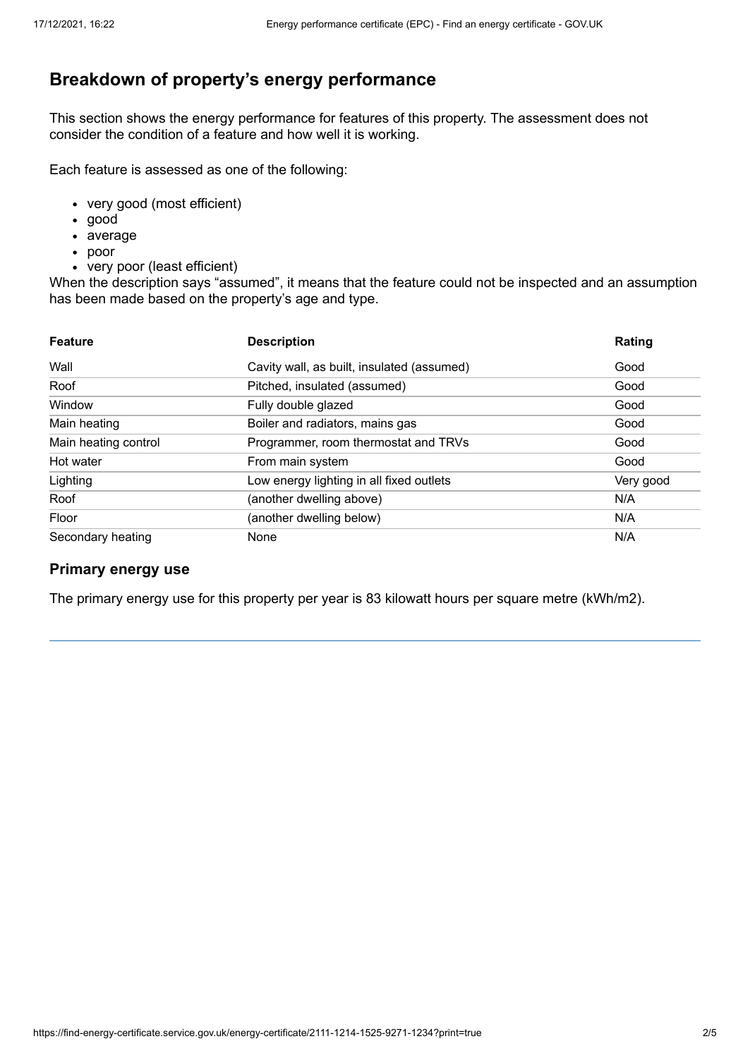## Breakdown of property's energy performance

This section shows the energy performance for features of this property. The assessment does not consider the condition of a feature and how well it is working.

Each feature is assessed as one of the following:

- very good (most efficient)
- good
- average
- poor
- very poor (least efficient)

When the description says "assumed", it means that the feature could not be inspected and an assumption has been made based on the property's age and type.

| Feature | Description | Rating |
| --- | --- | --- |
| Wall | Cavity wall, as built, insulated (assumed) | Good |
| Roof | Pitched, insulated (assumed) | Good |
| Window | Fully double glazed | Good |
| Main heating | Boiler and radiators, mains gas | Good |
| Main heating control | Programmer, room thermostat and TRVs | Good |
| Hot water | From main system | Good |
| Lighting | Low energy lighting in all fixed outlets | Very good |
| Roof | (another dwelling above) | N/A |
| Floor | (another dwelling below) | N/A |
| Secondary heating | None | N/A |

### Primary energy use

The primary energy use for this property per year is 83 kilowatt hours per square metre (kWh/m2).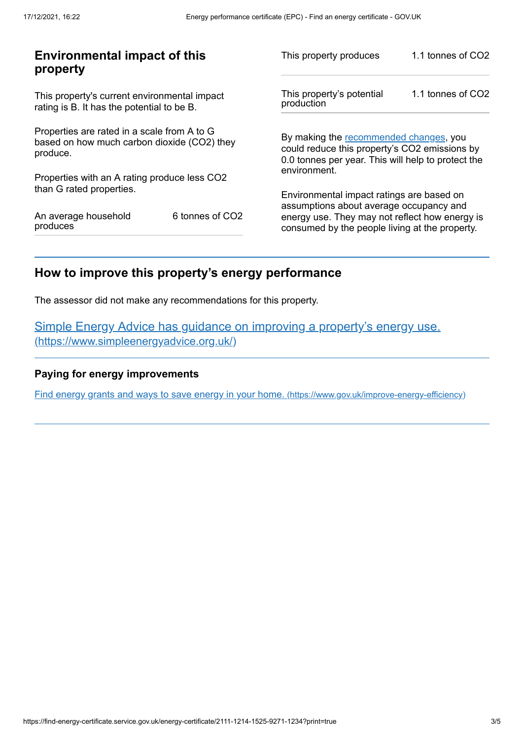## Environmental impact of this property

This property's current environmental impact rating is B. It has the potential to be B.

Properties are rated in a scale from A to G based on how much carbon dioxide ($CO_2$) they produce.

Properties with an A rating produce less $CO_2$ than G rated properties.

| | |
|---|---|
| An average household produces | 6 tonnes of $CO_2$ |

| | |
|---|---|
| This property produces | 1.1 tonnes of $CO_2$ |
| This property's potential production | 1.1 tonnes of $CO_2$ |

By making the recommended changes, you could reduce this property's $CO_2$ emissions by 0.0 tonnes per year. This will help to protect the environment.

Environmental impact ratings are based on assumptions about average occupancy and energy use. They may not reflect how energy is consumed by the people living at the property.

## How to improve this property's energy performance

The assessor did not make any recommendations for this property.

[Simple Energy Advice has guidance on improving a property's energy use. (https://www.simpleenergyadvice.org.uk/)](https://www.simpleenergyadvice.org.uk/)

### Paying for energy improvements

[Find energy grants and ways to save energy in your home. (https://www.gov.uk/improve-energy-efficiency)](https://www.gov.uk/improve-energy-efficiency)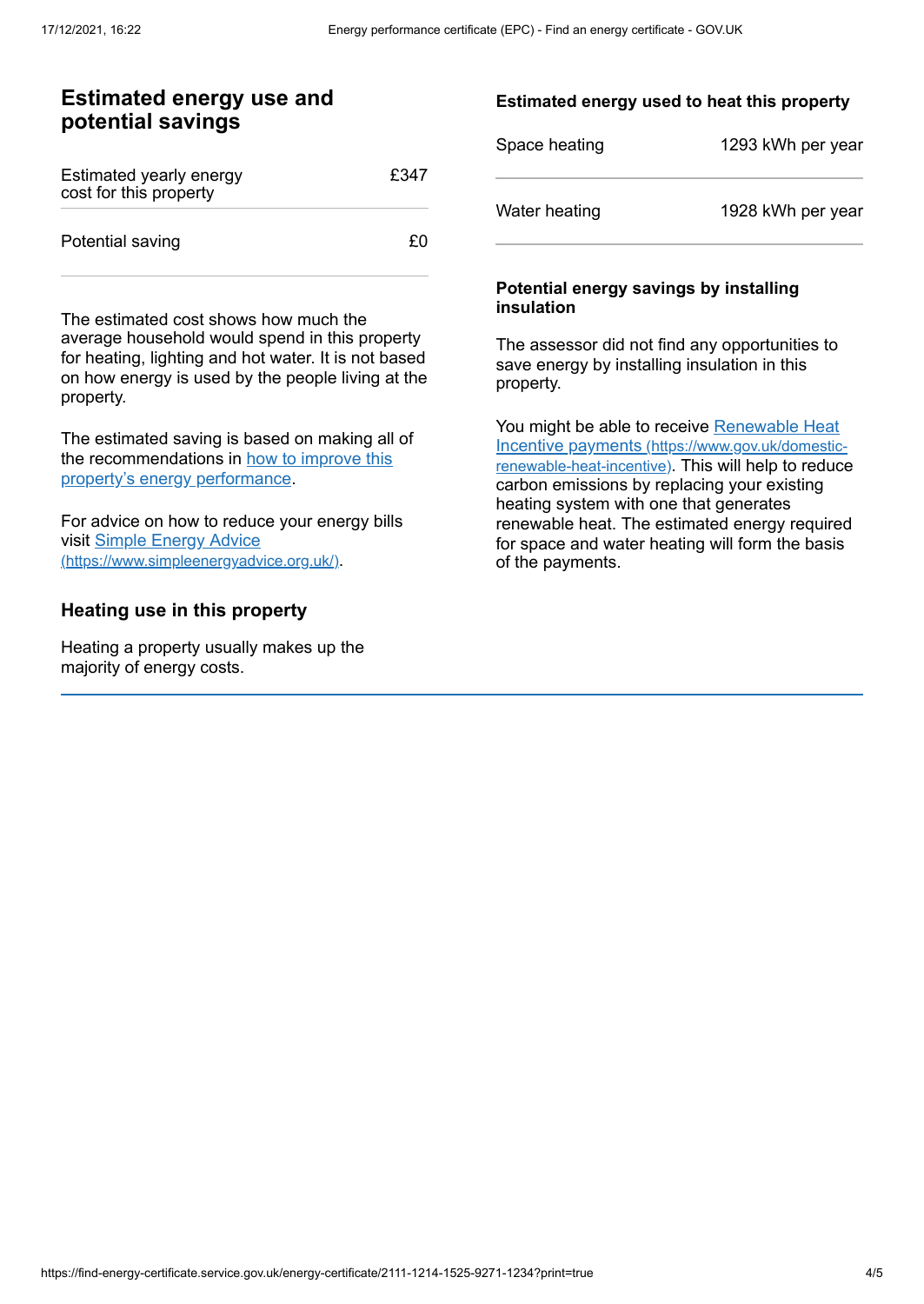## Estimated energy use and potential savings

| Estimated yearly energy cost for this property | £347 |
| --- | --- |
| Potential saving | £0 |

The estimated cost shows how much the average household would spend in this property for heating, lighting and hot water. It is not based on how energy is used by the people living at the property.

The estimated saving is based on making all of the recommendations in [how to improve this property's energy performance].

For advice on how to reduce your energy bills visit [Simple Energy Advice (https://www.simpleenergyadvice.org.uk/)].

### Heating use in this property

Heating a property usually makes up the majority of energy costs.

#### Estimated energy used to heat this property

| Space heating | 1293 kWh per year |
| --- | --- |
| Water heating | 1928 kWh per year |

#### Potential energy savings by installing insulation

The assessor did not find any opportunities to save energy by installing insulation in this property.

You might be able to receive [Renewable Heat Incentive payments (https://www.gov.uk/domestic-renewable-heat-incentive)]. This will help to reduce carbon emissions by replacing your existing heating system with one that generates renewable heat. The estimated energy required for space and water heating will form the basis of the payments.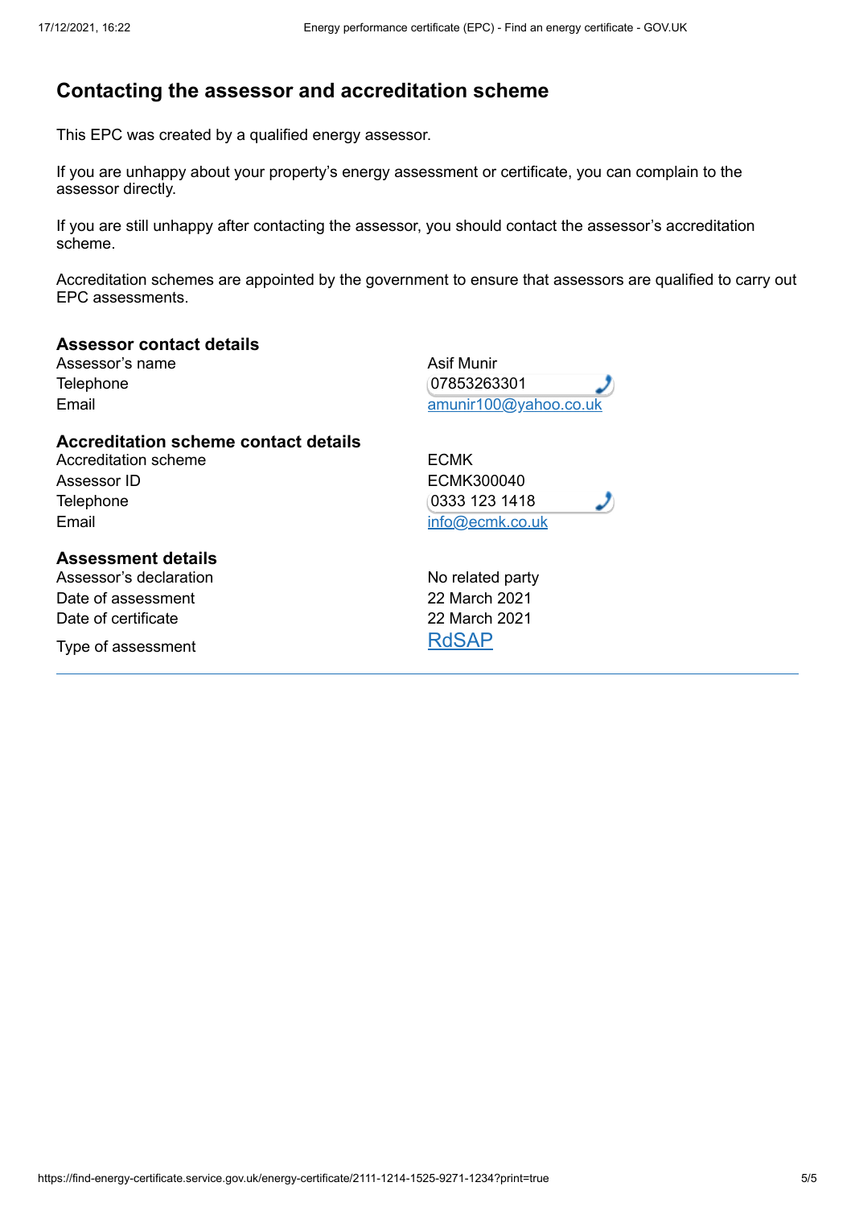## Contacting the assessor and accreditation scheme

This EPC was created by a qualified energy assessor.

If you are unhappy about your property's energy assessment or certificate, you can complain to the assessor directly.

If you are still unhappy after contacting the assessor, you should contact the assessor's accreditation scheme.

Accreditation schemes are appointed by the government to ensure that assessors are qualified to carry out EPC assessments.

### Assessor contact details

| | |
|---|---|
| Assessor's name | Asif Munir |
| Telephone | 07853263301 |
| Email | amunir100@yahoo.co.uk |

### Accreditation scheme contact details

| | |
|---|---|
| Accreditation scheme | ECMK |
| Assessor ID | ECMK300040 |
| Telephone | 0333 123 1418 |
| Email | info@ecmk.co.uk |

### Assessment details

| | |
|---|---|
| Assessor's declaration | No related party |
| Date of assessment | 22 March 2021 |
| Date of certificate | 22 March 2021 |
| Type of assessment | RdSAP |